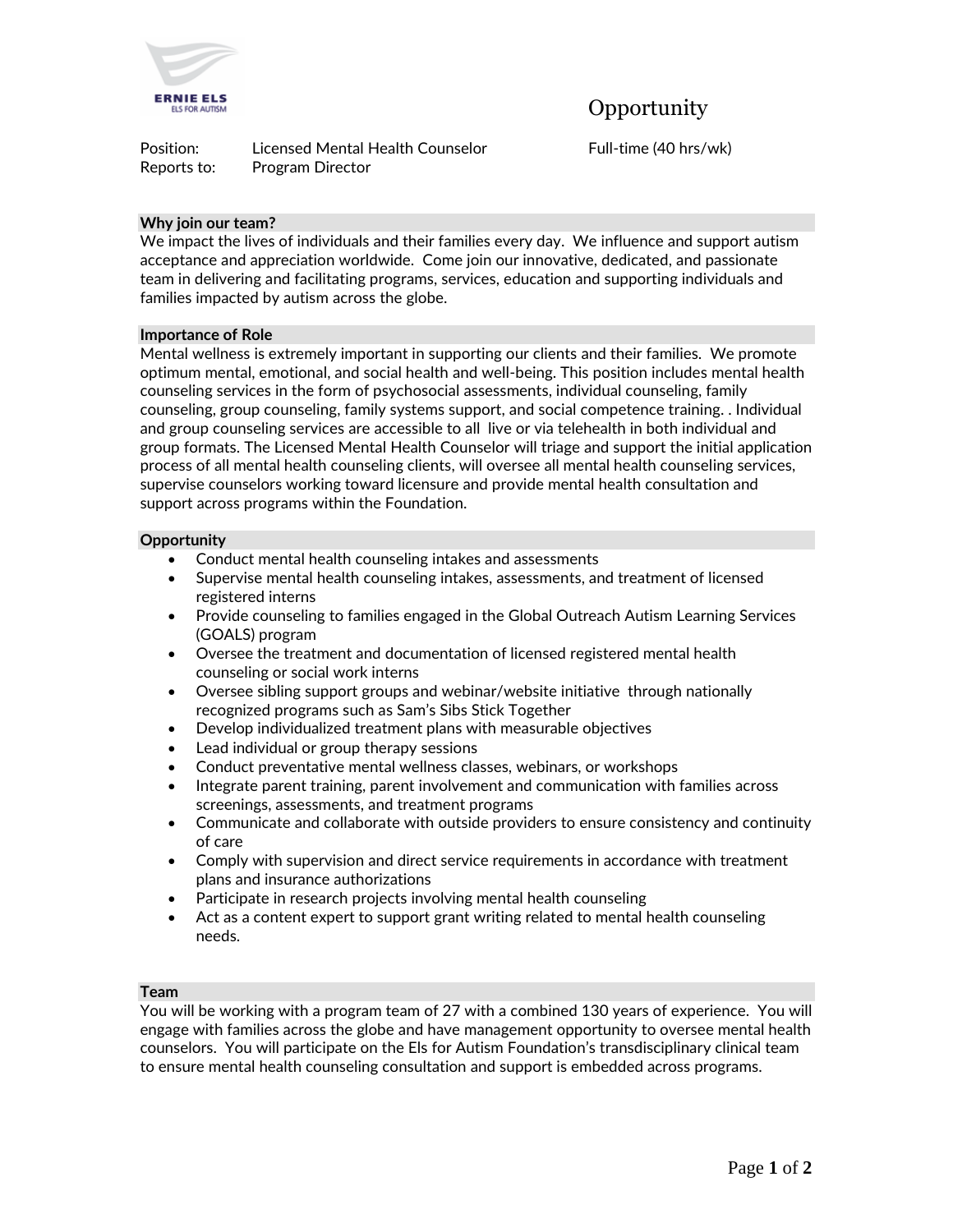ERNIE ELS
ELS FOR AUTISM

# Opportunity

Position: Licensed Mental Health Counselor Full-time (40 hrs/wk)
Reports to: Program Director

## Why join our team?

We impact the lives of individuals and their families every day. We influence and support autism acceptance and appreciation worldwide. Come join our innovative, dedicated, and passionate team in delivering and facilitating programs, services, education and supporting individuals and families impacted by autism across the globe.

## Importance of Role

Mental wellness is extremely important in supporting our clients and their families. We promote optimum mental, emotional, and social health and well-being. This position includes mental health counseling services in the form of psychosocial assessments, individual counseling, family counseling, group counseling, family systems support, and social competence training. . Individual and group counseling services are accessible to all live or via telehealth in both individual and group formats. The Licensed Mental Health Counselor will triage and support the initial application process of all mental health counseling clients, will oversee all mental health counseling services, supervise counselors working toward licensure and provide mental health consultation and support across programs within the Foundation.

## Opportunity

- Conduct mental health counseling intakes and assessments
- Supervise mental health counseling intakes, assessments, and treatment of licensed registered interns
- Provide counseling to families engaged in the Global Outreach Autism Learning Services (GOALS) program
- Oversee the treatment and documentation of licensed registered mental health counseling or social work interns
- Oversee sibling support groups and webinar/website initiative through nationally recognized programs such as Sam's Sibs Stick Together
- Develop individualized treatment plans with measurable objectives
- Lead individual or group therapy sessions
- Conduct preventative mental wellness classes, webinars, or workshops
- Integrate parent training, parent involvement and communication with families across screenings, assessments, and treatment programs
- Communicate and collaborate with outside providers to ensure consistency and continuity of care
- Comply with supervision and direct service requirements in accordance with treatment plans and insurance authorizations
- Participate in research projects involving mental health counseling
- Act as a content expert to support grant writing related to mental health counseling needs.

## Team

You will be working with a program team of 27 with a combined 130 years of experience. You will engage with families across the globe and have management opportunity to oversee mental health counselors. You will participate on the Els for Autism Foundation's transdisciplinary clinical team to ensure mental health counseling consultation and support is embedded across programs.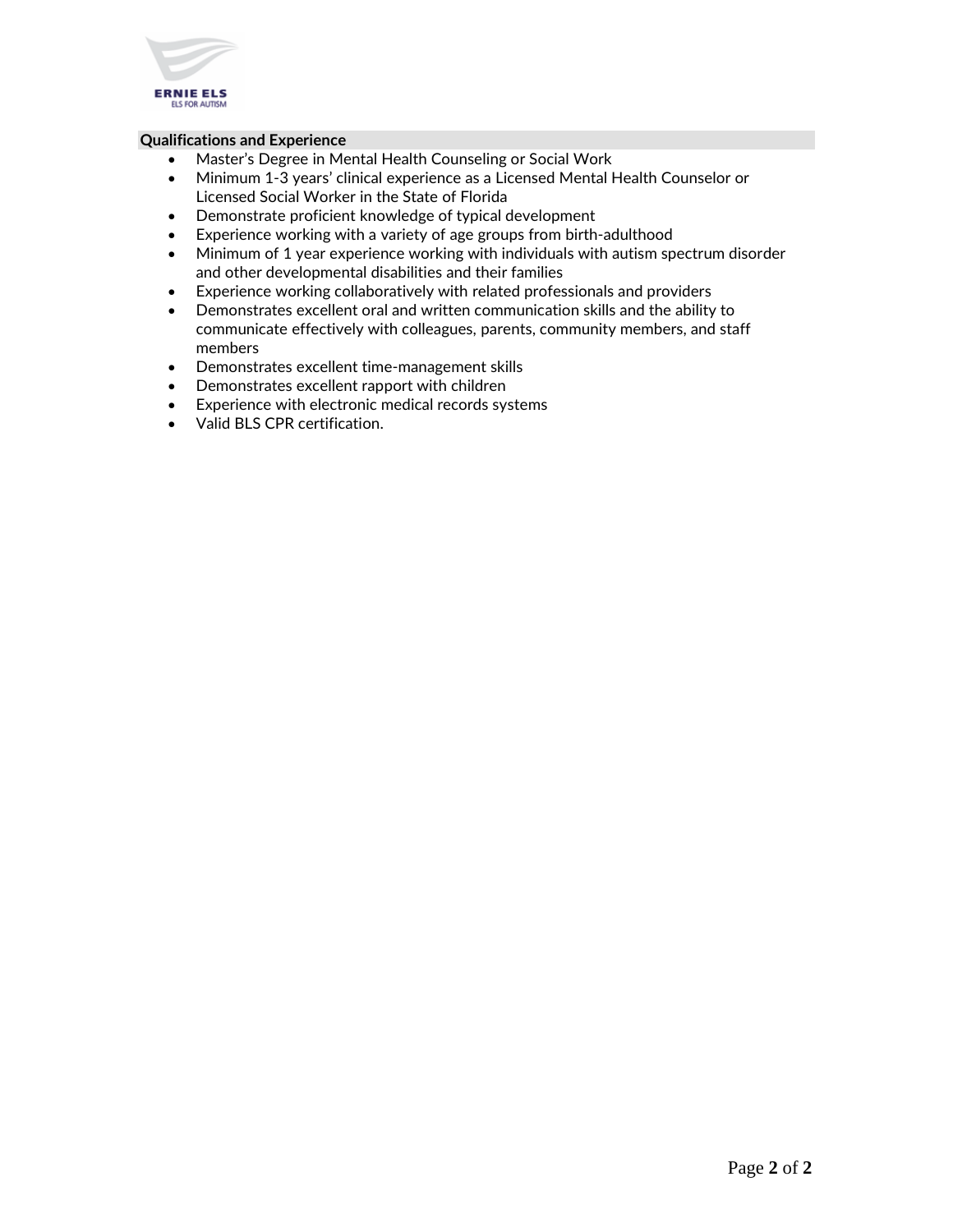**Qualifications and Experience**

- Master's Degree in Mental Health Counseling or Social Work
- Minimum 1-3 years' clinical experience as a Licensed Mental Health Counselor or Licensed Social Worker in the State of Florida
- Demonstrate proficient knowledge of typical development
- Experience working with a variety of age groups from birth-adulthood
- Minimum of 1 year experience working with individuals with autism spectrum disorder and other developmental disabilities and their families
- Experience working collaboratively with related professionals and providers
- Demonstrates excellent oral and written communication skills and the ability to communicate effectively with colleagues, parents, community members, and staff members
- Demonstrates excellent time-management skills
- Demonstrates excellent rapport with children
- Experience with electronic medical records systems
- Valid BLS CPR certification.